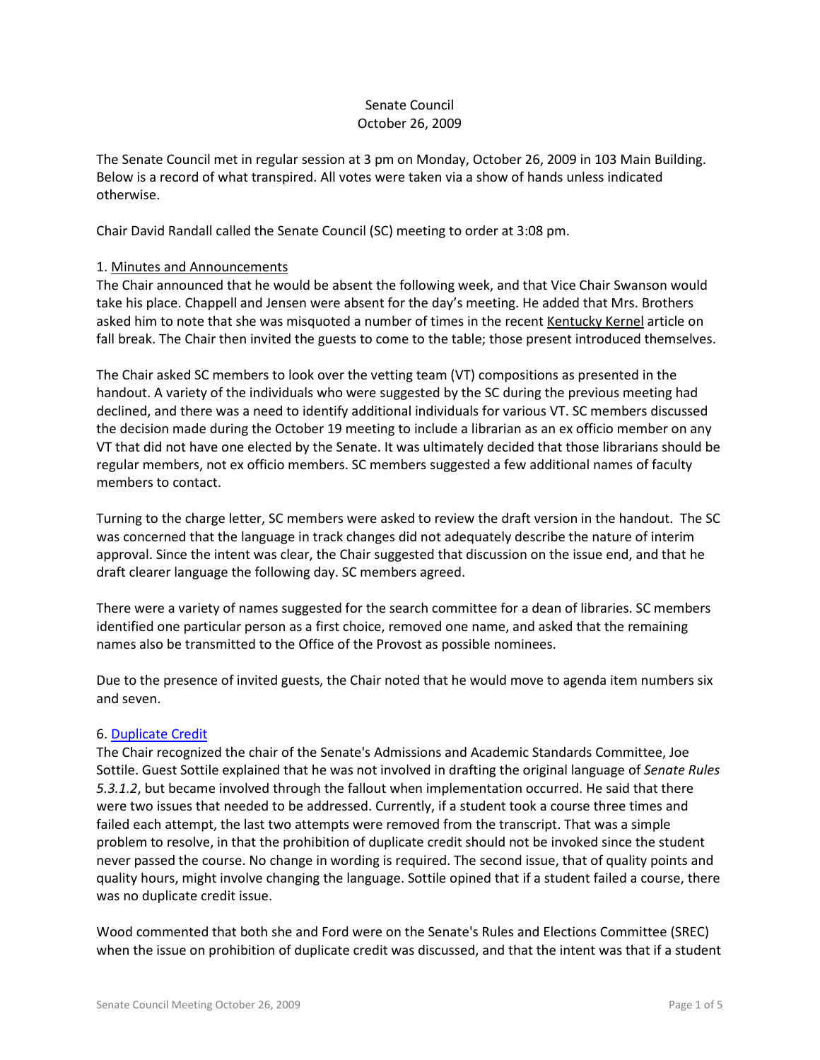Senate Council
October 26, 2009

The Senate Council met in regular session at 3 pm on Monday, October 26, 2009 in 103 Main Building. Below is a record of what transpired. All votes were taken via a show of hands unless indicated otherwise.

Chair David Randall called the Senate Council (SC) meeting to order at 3:08 pm.

1. Minutes and Announcements

The Chair announced that he would be absent the following week, and that Vice Chair Swanson would take his place. Chappell and Jensen were absent for the day's meeting. He added that Mrs. Brothers asked him to note that she was misquoted a number of times in the recent Kentucky Kernel article on fall break. The Chair then invited the guests to come to the table; those present introduced themselves.

The Chair asked SC members to look over the vetting team (VT) compositions as presented in the handout. A variety of the individuals who were suggested by the SC during the previous meeting had declined, and there was a need to identify additional individuals for various VT. SC members discussed the decision made during the October 19 meeting to include a librarian as an ex officio member on any VT that did not have one elected by the Senate. It was ultimately decided that those librarians should be regular members, not ex officio members. SC members suggested a few additional names of faculty members to contact.

Turning to the charge letter, SC members were asked to review the draft version in the handout. The SC was concerned that the language in track changes did not adequately describe the nature of interim approval. Since the intent was clear, the Chair suggested that discussion on the issue end, and that he draft clearer language the following day. SC members agreed.

There were a variety of names suggested for the search committee for a dean of libraries. SC members identified one particular person as a first choice, removed one name, and asked that the remaining names also be transmitted to the Office of the Provost as possible nominees.

Due to the presence of invited guests, the Chair noted that he would move to agenda item numbers six and seven.

6. Duplicate Credit

The Chair recognized the chair of the Senate's Admissions and Academic Standards Committee, Joe Sottile. Guest Sottile explained that he was not involved in drafting the original language of *Senate Rules 5.3.1.2*, but became involved through the fallout when implementation occurred. He said that there were two issues that needed to be addressed. Currently, if a student took a course three times and failed each attempt, the last two attempts were removed from the transcript. That was a simple problem to resolve, in that the prohibition of duplicate credit should not be invoked since the student never passed the course. No change in wording is required. The second issue, that of quality points and quality hours, might involve changing the language. Sottile opined that if a student failed a course, there was no duplicate credit issue.

Wood commented that both she and Ford were on the Senate's Rules and Elections Committee (SREC) when the issue on prohibition of duplicate credit was discussed, and that the intent was that if a student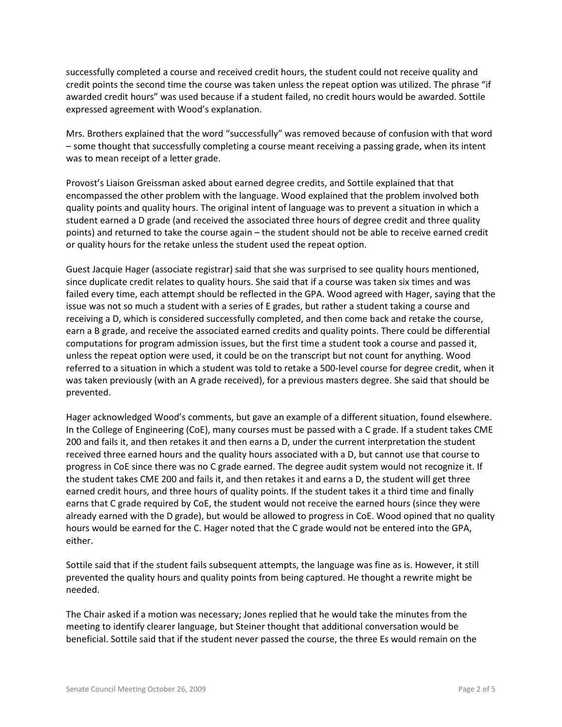successfully completed a course and received credit hours, the student could not receive quality and credit points the second time the course was taken unless the repeat option was utilized. The phrase "if awarded credit hours" was used because if a student failed, no credit hours would be awarded. Sottile expressed agreement with Wood's explanation.

Mrs. Brothers explained that the word "successfully" was removed because of confusion with that word – some thought that successfully completing a course meant receiving a passing grade, when its intent was to mean receipt of a letter grade.

Provost's Liaison Greissman asked about earned degree credits, and Sottile explained that that encompassed the other problem with the language. Wood explained that the problem involved both quality points and quality hours. The original intent of language was to prevent a situation in which a student earned a D grade (and received the associated three hours of degree credit and three quality points) and returned to take the course again – the student should not be able to receive earned credit or quality hours for the retake unless the student used the repeat option.

Guest Jacquie Hager (associate registrar) said that she was surprised to see quality hours mentioned, since duplicate credit relates to quality hours. She said that if a course was taken six times and was failed every time, each attempt should be reflected in the GPA. Wood agreed with Hager, saying that the issue was not so much a student with a series of E grades, but rather a student taking a course and receiving a D, which is considered successfully completed, and then come back and retake the course, earn a B grade, and receive the associated earned credits and quality points. There could be differential computations for program admission issues, but the first time a student took a course and passed it, unless the repeat option were used, it could be on the transcript but not count for anything. Wood referred to a situation in which a student was told to retake a 500-level course for degree credit, when it was taken previously (with an A grade received), for a previous masters degree. She said that should be prevented.

Hager acknowledged Wood's comments, but gave an example of a different situation, found elsewhere. In the College of Engineering (CoE), many courses must be passed with a C grade. If a student takes CME 200 and fails it, and then retakes it and then earns a D, under the current interpretation the student received three earned hours and the quality hours associated with a D, but cannot use that course to progress in CoE since there was no C grade earned. The degree audit system would not recognize it. If the student takes CME 200 and fails it, and then retakes it and earns a D, the student will get three earned credit hours, and three hours of quality points. If the student takes it a third time and finally earns that C grade required by CoE, the student would not receive the earned hours (since they were already earned with the D grade), but would be allowed to progress in CoE. Wood opined that no quality hours would be earned for the C. Hager noted that the C grade would not be entered into the GPA, either.

Sottile said that if the student fails subsequent attempts, the language was fine as is. However, it still prevented the quality hours and quality points from being captured. He thought a rewrite might be needed.

The Chair asked if a motion was necessary; Jones replied that he would take the minutes from the meeting to identify clearer language, but Steiner thought that additional conversation would be beneficial. Sottile said that if the student never passed the course, the three Es would remain on the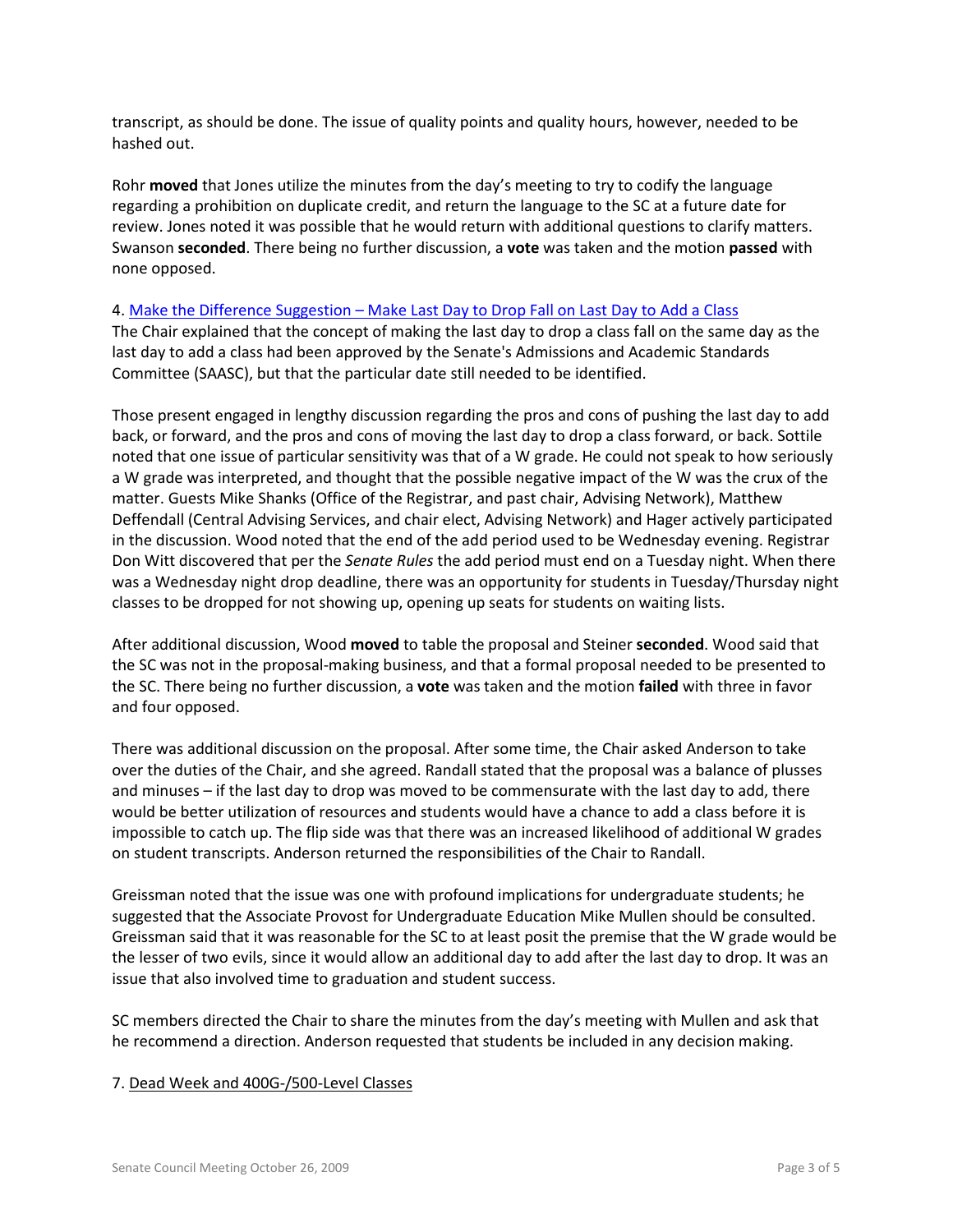transcript, as should be done. The issue of quality points and quality hours, however, needed to be hashed out.

Rohr **moved** that Jones utilize the minutes from the day's meeting to try to codify the language regarding a prohibition on duplicate credit, and return the language to the SC at a future date for review. Jones noted it was possible that he would return with additional questions to clarify matters. Swanson **seconded**. There being no further discussion, a **vote** was taken and the motion **passed** with none opposed.

4. Make the Difference Suggestion – Make Last Day to Drop Fall on Last Day to Add a Class

The Chair explained that the concept of making the last day to drop a class fall on the same day as the last day to add a class had been approved by the Senate's Admissions and Academic Standards Committee (SAASC), but that the particular date still needed to be identified.

Those present engaged in lengthy discussion regarding the pros and cons of pushing the last day to add back, or forward, and the pros and cons of moving the last day to drop a class forward, or back. Sottile noted that one issue of particular sensitivity was that of a W grade. He could not speak to how seriously a W grade was interpreted, and thought that the possible negative impact of the W was the crux of the matter. Guests Mike Shanks (Office of the Registrar, and past chair, Advising Network), Matthew Deffendall (Central Advising Services, and chair elect, Advising Network) and Hager actively participated in the discussion. Wood noted that the end of the add period used to be Wednesday evening. Registrar Don Witt discovered that per the *Senate Rules* the add period must end on a Tuesday night. When there was a Wednesday night drop deadline, there was an opportunity for students in Tuesday/Thursday night classes to be dropped for not showing up, opening up seats for students on waiting lists.

After additional discussion, Wood **moved** to table the proposal and Steiner **seconded**. Wood said that the SC was not in the proposal-making business, and that a formal proposal needed to be presented to the SC. There being no further discussion, a **vote** was taken and the motion **failed** with three in favor and four opposed.

There was additional discussion on the proposal. After some time, the Chair asked Anderson to take over the duties of the Chair, and she agreed. Randall stated that the proposal was a balance of plusses and minuses – if the last day to drop was moved to be commensurate with the last day to add, there would be better utilization of resources and students would have a chance to add a class before it is impossible to catch up. The flip side was that there was an increased likelihood of additional W grades on student transcripts. Anderson returned the responsibilities of the Chair to Randall.

Greissman noted that the issue was one with profound implications for undergraduate students; he suggested that the Associate Provost for Undergraduate Education Mike Mullen should be consulted. Greissman said that it was reasonable for the SC to at least posit the premise that the W grade would be the lesser of two evils, since it would allow an additional day to add after the last day to drop. It was an issue that also involved time to graduation and student success.

SC members directed the Chair to share the minutes from the day's meeting with Mullen and ask that he recommend a direction. Anderson requested that students be included in any decision making.

7. Dead Week and 400G-/500-Level Classes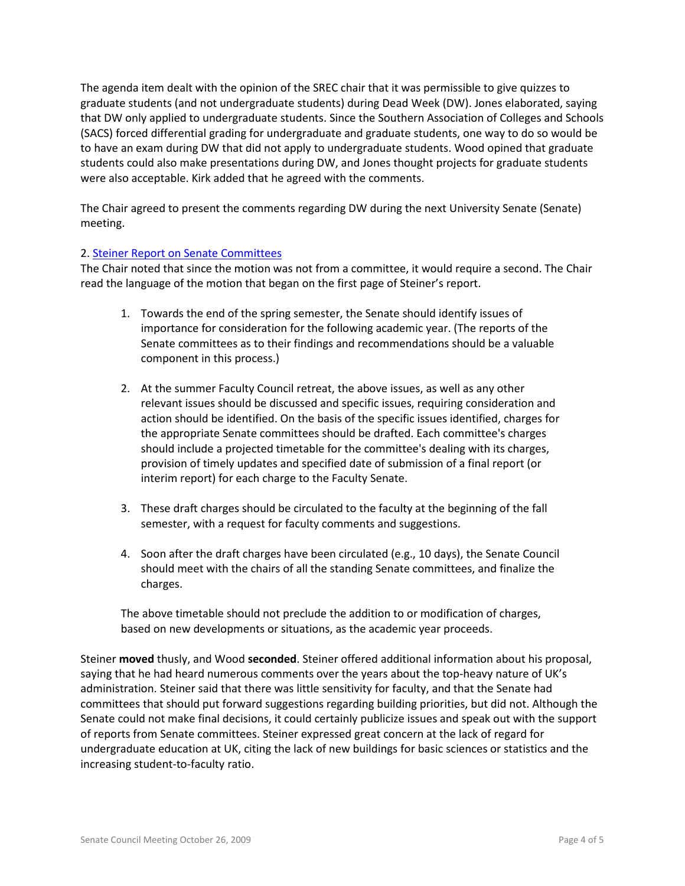The agenda item dealt with the opinion of the SREC chair that it was permissible to give quizzes to graduate students (and not undergraduate students) during Dead Week (DW). Jones elaborated, saying that DW only applied to undergraduate students. Since the Southern Association of Colleges and Schools (SACS) forced differential grading for undergraduate and graduate students, one way to do so would be to have an exam during DW that did not apply to undergraduate students. Wood opined that graduate students could also make presentations during DW, and Jones thought projects for graduate students were also acceptable. Kirk added that he agreed with the comments.

The Chair agreed to present the comments regarding DW during the next University Senate (Senate) meeting.

2. Steiner Report on Senate Committees

The Chair noted that since the motion was not from a committee, it would require a second. The Chair read the language of the motion that began on the first page of Steiner's report.

> 1. Towards the end of the spring semester, the Senate should identify issues of importance for consideration for the following academic year. (The reports of the Senate committees as to their findings and recommendations should be a valuable component in this process.)
>
> 2. At the summer Faculty Council retreat, the above issues, as well as any other relevant issues should be discussed and specific issues, requiring consideration and action should be identified. On the basis of the specific issues identified, charges for the appropriate Senate committees should be drafted. Each committee's charges should include a projected timetable for the committee's dealing with its charges, provision of timely updates and specified date of submission of a final report (or interim report) for each charge to the Faculty Senate.
>
> 3. These draft charges should be circulated to the faculty at the beginning of the fall semester, with a request for faculty comments and suggestions.
>
> 4. Soon after the draft charges have been circulated (e.g., 10 days), the Senate Council should meet with the chairs of all the standing Senate committees, and finalize the charges.
>
> The above timetable should not preclude the addition to or modification of charges, based on new developments or situations, as the academic year proceeds.

Steiner **moved** thusly, and Wood **seconded**. Steiner offered additional information about his proposal, saying that he had heard numerous comments over the years about the top-heavy nature of UK's administration. Steiner said that there was little sensitivity for faculty, and that the Senate had committees that should put forward suggestions regarding building priorities, but did not. Although the Senate could not make final decisions, it could certainly publicize issues and speak out with the support of reports from Senate committees. Steiner expressed great concern at the lack of regard for undergraduate education at UK, citing the lack of new buildings for basic sciences or statistics and the increasing student-to-faculty ratio.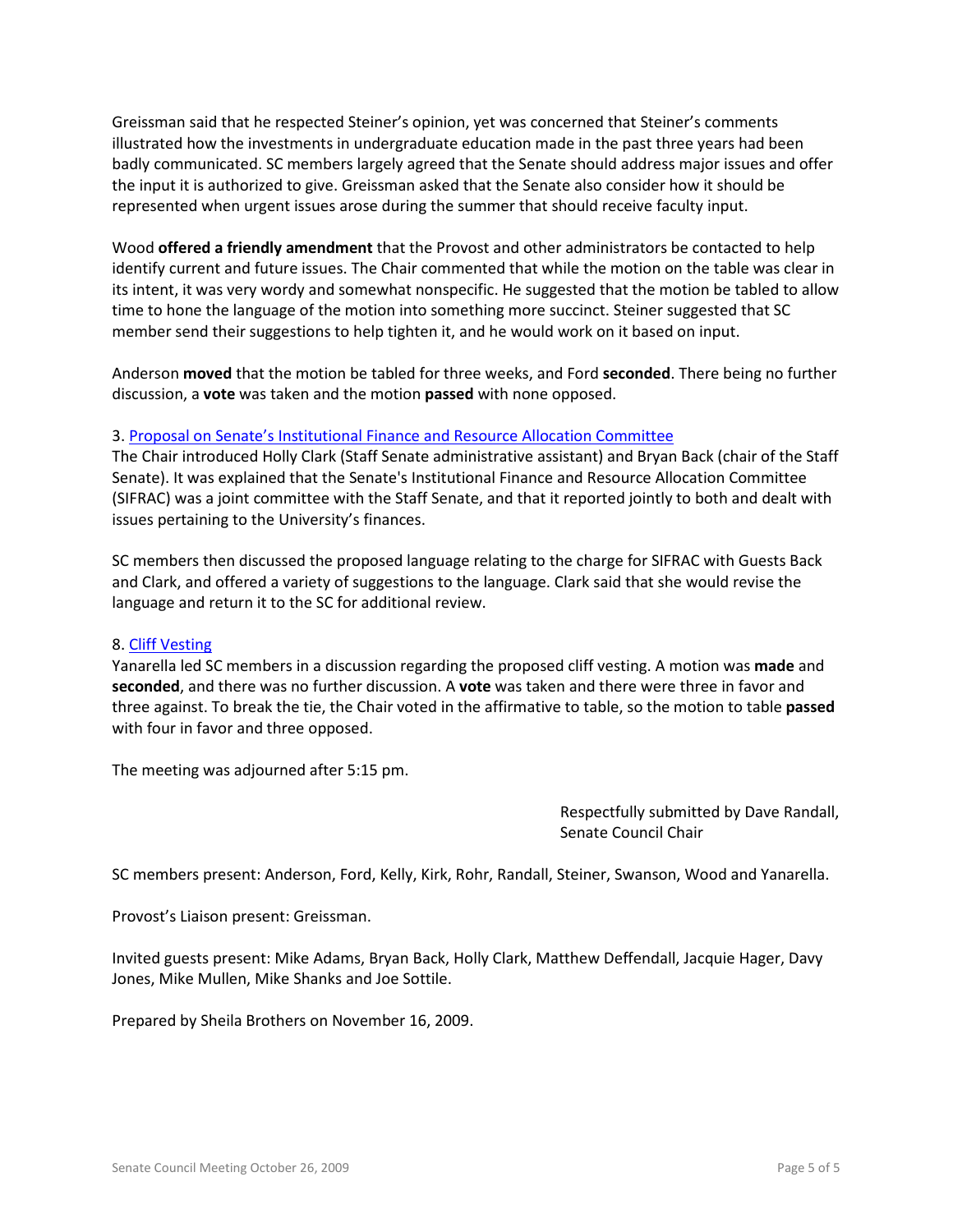Greissman said that he respected Steiner's opinion, yet was concerned that Steiner's comments illustrated how the investments in undergraduate education made in the past three years had been badly communicated. SC members largely agreed that the Senate should address major issues and offer the input it is authorized to give. Greissman asked that the Senate also consider how it should be represented when urgent issues arose during the summer that should receive faculty input.

Wood **offered a friendly amendment** that the Provost and other administrators be contacted to help identify current and future issues. The Chair commented that while the motion on the table was clear in its intent, it was very wordy and somewhat nonspecific. He suggested that the motion be tabled to allow time to hone the language of the motion into something more succinct. Steiner suggested that SC member send their suggestions to help tighten it, and he would work on it based on input.

Anderson **moved** that the motion be tabled for three weeks, and Ford **seconded**. There being no further discussion, a **vote** was taken and the motion **passed** with none opposed.

3. Proposal on Senate's Institutional Finance and Resource Allocation Committee
The Chair introduced Holly Clark (Staff Senate administrative assistant) and Bryan Back (chair of the Staff Senate). It was explained that the Senate's Institutional Finance and Resource Allocation Committee (SIFRAC) was a joint committee with the Staff Senate, and that it reported jointly to both and dealt with issues pertaining to the University's finances.

SC members then discussed the proposed language relating to the charge for SIFRAC with Guests Back and Clark, and offered a variety of suggestions to the language. Clark said that she would revise the language and return it to the SC for additional review.

8. Cliff Vesting
Yanarella led SC members in a discussion regarding the proposed cliff vesting. A motion was **made** and **seconded**, and there was no further discussion. A **vote** was taken and there were three in favor and three against. To break the tie, the Chair voted in the affirmative to table, so the motion to table **passed** with four in favor and three opposed.

The meeting was adjourned after 5:15 pm.

Respectfully submitted by Dave Randall,
Senate Council Chair

SC members present: Anderson, Ford, Kelly, Kirk, Rohr, Randall, Steiner, Swanson, Wood and Yanarella.

Provost's Liaison present: Greissman.

Invited guests present: Mike Adams, Bryan Back, Holly Clark, Matthew Deffendall, Jacquie Hager, Davy Jones, Mike Mullen, Mike Shanks and Joe Sottile.

Prepared by Sheila Brothers on November 16, 2009.